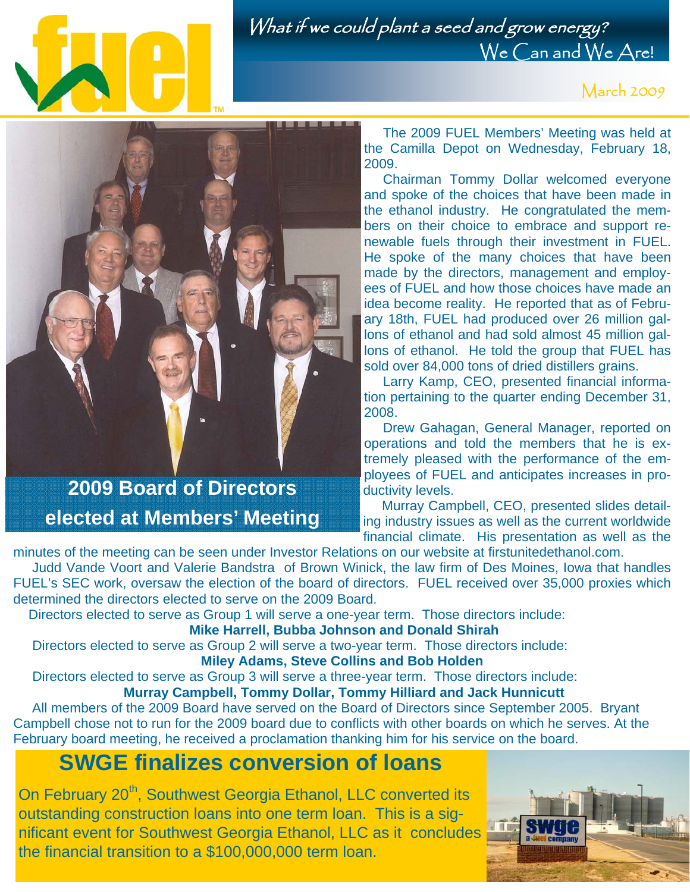# fuel

*What if we could plant a seed and grow energy?*
We Can and We Are!

March 2009

## 2009 Board of Directors elected at Members' Meeting

The 2009 FUEL Members' Meeting was held at the Camilla Depot on Wednesday, February 18, 2009.

Chairman Tommy Dollar welcomed everyone and spoke of the choices that have been made in the ethanol industry. He congratulated the members on their choice to embrace and support renewable fuels through their investment in FUEL. He spoke of the many choices that have been made by the directors, management and employees of FUEL and how those choices have made an idea become reality. He reported that as of February 18th, FUEL had produced over 26 million gallons of ethanol and had sold almost 45 million gallons of ethanol. He told the group that FUEL has sold over 84,000 tons of dried distillers grains.

Larry Kamp, CEO, presented financial information pertaining to the quarter ending December 31, 2008.

Drew Gahagan, General Manager, reported on operations and told the members that he is extremely pleased with the performance of the employees of FUEL and anticipates increases in productivity levels.

Murray Campbell, CEO, presented slides detailing industry issues as well as the current worldwide financial climate. His presentation as well as the minutes of the meeting can be seen under Investor Relations on our website at firstunitedethanol.com.

Judd Vande Voort and Valerie Bandstra of Brown Winick, the law firm of Des Moines, Iowa that handles FUEL's SEC work, oversaw the election of the board of directors. FUEL received over 35,000 proxies which determined the directors elected to serve on the 2009 Board.

Directors elected to serve as Group 1 will serve a one-year term. Those directors include:

**Mike Harrell, Bubba Johnson and Donald Shirah**

Directors elected to serve as Group 2 will serve a two-year term. Those directors include:

**Miley Adams, Steve Collins and Bob Holden**

Directors elected to serve as Group 3 will serve a three-year term. Those directors include:

**Murray Campbell, Tommy Dollar, Tommy Hilliard and Jack Hunnicutt**

All members of the 2009 Board have served on the Board of Directors since September 2005. Bryant Campbell chose not to run for the 2009 board due to conflicts with other boards on which he serves. At the February board meeting, he received a proclamation thanking him for his service on the board.

## SWGE finalizes conversion of loans

On February 20th, Southwest Georgia Ethanol, LLC converted its outstanding construction loans into one term loan. This is a significant event for Southwest Georgia Ethanol, LLC as it concludes the financial transition to a $100,000,000 term loan.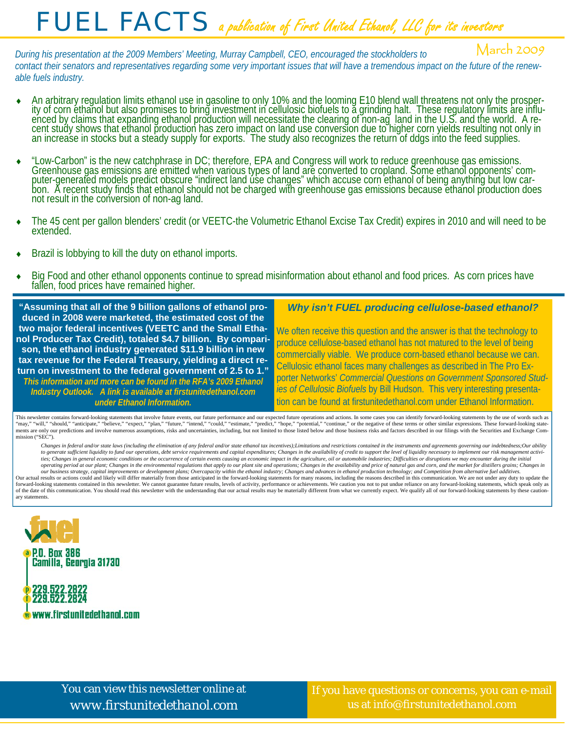# FUEL FACTS *a publication of First United Ethanol, LLC for its investors*

March 2009

*During his presentation at the 2009 Members' Meeting, Murray Campbell, CEO, encouraged the stockholders to contact their senators and representatives regarding some very important issues that will have a tremendous impact on the future of the renewable fuels industry.*

- An arbitrary regulation limits ethanol use in gasoline to only 10% and the looming E10 blend wall threatens not only the prosperity of corn ethanol but also promises to bring investment in cellulosic biofuels to a grinding halt. These regulatory limits are influenced by claims that expanding ethanol production will necessitate the clearing of non-ag land in the U.S. and the world. A recent study shows that ethanol production has zero impact on land use conversion due to higher corn yields resulting not only in an increase in stocks but a steady supply for exports. The study also recognizes the return of ddgs into the feed supplies.

- "Low-Carbon" is the new catchphrase in DC; therefore, EPA and Congress will work to reduce greenhouse gas emissions. Greenhouse gas emissions are emitted when various types of land are converted to cropland. Some ethanol opponents' computer-generated models predict obscure "indirect land use changes" which accuse corn ethanol of being anything but low carbon. A recent study finds that ethanol should not be charged with greenhouse gas emissions because ethanol production does not result in the conversion of non-ag land.

- The 45 cent per gallon blenders' credit (or VEETC-the Volumetric Ethanol Excise Tax Credit) expires in 2010 and will need to be extended.

- Brazil is lobbying to kill the duty on ethanol imports.

- Big Food and other ethanol opponents continue to spread misinformation about ethanol and food prices. As corn prices have fallen, food prices have remained higher.

**"Assuming that all of the 9 billion gallons of ethanol produced in 2008 were marketed, the estimated cost of the two major federal incentives (VEETC and the Small Ethanol Producer Tax Credit), totaled $4.7 billion. By comparison, the ethanol industry generated $11.9 billion in new tax revenue for the Federal Treasury, yielding a direct return on investment to the federal government of 2.5 to 1."**

***This information and more can be found in the RFA's 2009 Ethanol Industry Outlook. A link is available at firstunitedethanol.com under Ethanol Information.***

### *Why isn't FUEL producing cellulose-based ethanol?*

We often receive this question and the answer is that the technology to produce cellulose-based ethanol has not matured to the level of being commercially viable. We produce corn-based ethanol because we can. Cellulosic ethanol faces many challenges as described in The Pro Exporter Networks' *Commercial Questions on Government Sponsored Studies of Cellulosic Biofuels* by Bill Hudson. This very interesting presentation can be found at firstunitedethanol.com under Ethanol Information.

This newsletter contains forward-looking statements that involve future events, our future performance and our expected future operations and actions. In some cases you can identify forward-looking statements by the use of words such as "may," "will," "should," "anticipate," "believe," "expect," "plan," "future," "intend," "could," "estimate," "predict," "hope," "potential," "continue," or the negative of these terms or other similar expressions. These forward-looking statements are only our predictions and involve numerous assumptions, risks and uncertainties, including, but not limited to those listed below and those business risks and factors described in our filings with the Securities and Exchange Commission ("SEC").

*Changes in federal and/or state laws (including the elimination of any federal and/or state ethanol tax incentives);Limitations and restrictions contained in the instruments and agreements governing our indebtedness;Our ability to generate sufficient liquidity to fund our operations, debt service requirements and capital expenditures; Changes in the availability of credit to support the level of liquidity necessary to implement our risk management activities; Changes in general economic conditions or the occurrence of certain events causing an economic impact in the agriculture, oil or automobile industries; Difficulties or disruptions we may encounter during the initial operating period at our plant; Changes in the environmental regulations that apply to our plant site and operations; Changes in the availability and price of natural gas and corn, and the market for distillers grains; Changes in our business strategy, capital improvements or development plans; Overcapacity within the ethanol industry; Changes and advances in ethanol production technology; and Competition from alternative fuel additives.*

Our actual results or actions could and likely will differ materially from those anticipated in the forward-looking statements for many reasons, including the reasons described in this communication. We are not under any duty to update the forward-looking statements contained in this newsletter. We cannot guarantee future results, levels of activity, performance or achievements. We caution you not to put undue reliance on any forward-looking statements, which speak only as of the date of this communication. You should read this newsletter with the understanding that our actual results may be materially different from what we currently expect. We qualify all of our forward-looking statements by these cautionary statements.

fuel

a P.O. Box 386
Camilla, Georgia 31730

p 229.522.2822
f 229.522.2824
w www.firstunitedethanol.com

You can view this newsletter online at www.firstunitedethanol.com

If you have questions or concerns, you can e-mail us at info@firstunitedethanol.com